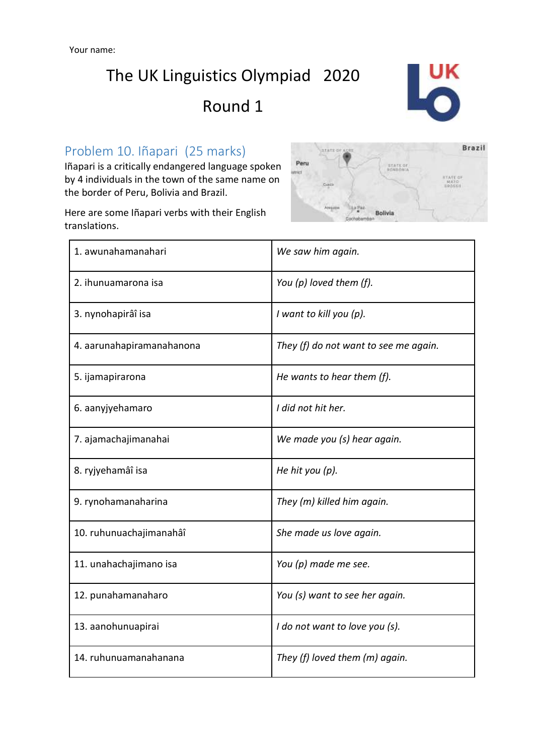Your name:

# The UK Linguistics Olympiad 2020

## Round 1

### Problem 10. Iñapari (25 marks)

Iñapari is a critically endangered language spoken by 4 individuals in the town of the same name on the border of Peru, Bolivia and Brazil.

Here are some Iñapari verbs with their English translations.

| | |
|---|---|
| 1. awunahamanahari | *We saw him again.* |
| 2. ihunuamarona isa | *You (p) loved them (f).* |
| 3. nynohapirâî isa | *I want to kill you (p).* |
| 4. aarunahapiramanahanona | *They (f) do not want to see me again.* |
| 5. ijamapirarona | *He wants to hear them (f).* |
| 6. aanyjyehamaro | *I did not hit her.* |
| 7. ajamachajimanahai | *We made you (s) hear again.* |
| 8. ryjyehamâî isa | *He hit you (p).* |
| 9. rynohamanaharina | *They (m) killed him again.* |
| 10. ruhunuachajimanahâî | *She made us love again.* |
| 11. unahachajimano isa | *You (p) made me see.* |
| 12. punahamanaharo | *You (s) want to see her again.* |
| 13. aanohunuapirai | *I do not want to love you (s).* |
| 14. ruhunuamanahanana | *They (f) loved them (m) again.* |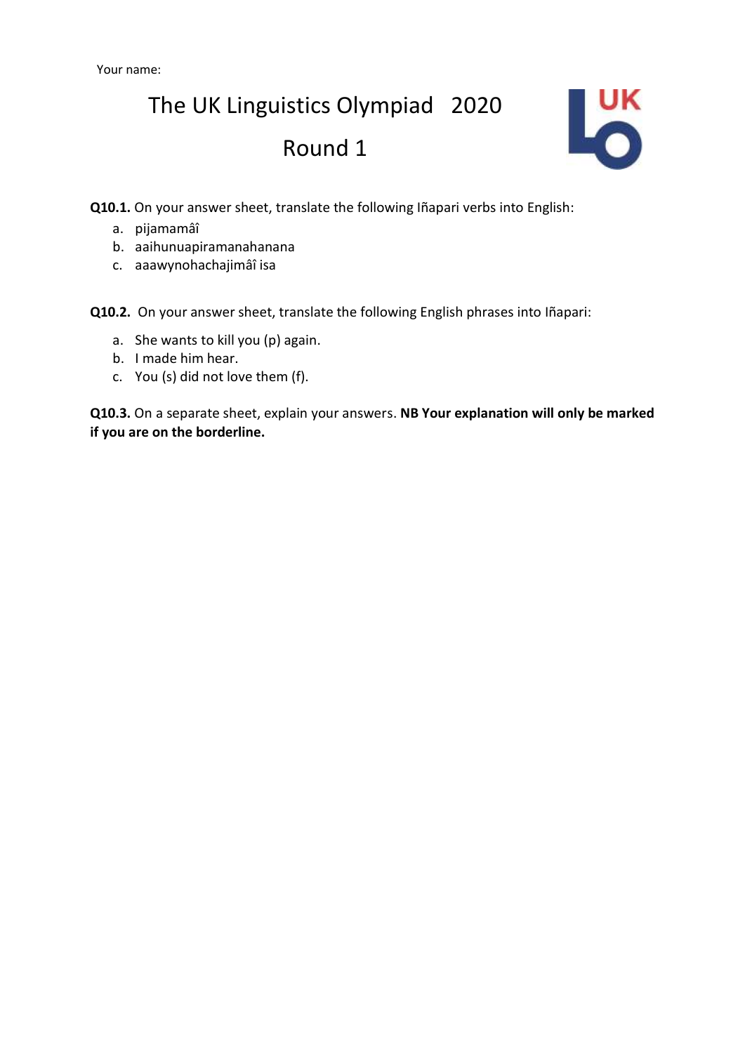Your name:

# The UK Linguistics Olympiad 2020

## Round 1

**Q10.1.** On your answer sheet, translate the following Iñapari verbs into English:

a. pijamamâî
b. aaihunuapiramanahanana
c. aaawynohachajimâî isa

**Q10.2.** On your answer sheet, translate the following English phrases into Iñapari:

a. She wants to kill you (p) again.
b. I made him hear.
c. You (s) did not love them (f).

**Q10.3.** On a separate sheet, explain your answers. **NB Your explanation will only be marked if you are on the borderline.**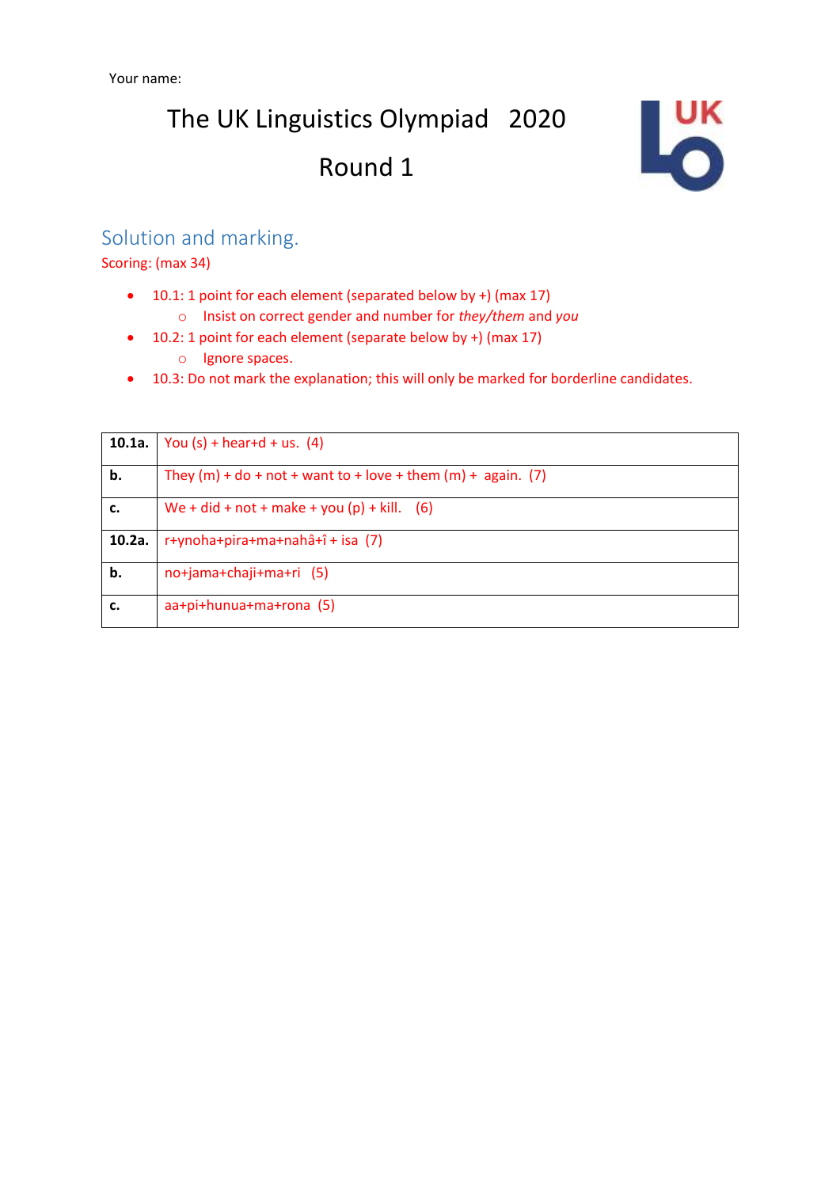Your name:

# The UK Linguistics Olympiad 2020

# Round 1

## Solution and marking.

Scoring: (max 34)

- 10.1: 1 point for each element (separated below by +) (max 17)
  - Insist on correct gender and number for *they/them* and *you*
- 10.2: 1 point for each element (separate below by +) (max 17)
  - Ignore spaces.
- 10.3: Do not mark the explanation; this will only be marked for borderline candidates.

| | |
|---|---|
| **10.1a.** | You (s) + hear+d + us. (4) |
| **b.** | They (m) + do + not + want to + love + them (m) + again. (7) |
| **c.** | We + did + not + make + you (p) + kill. (6) |
| **10.2a.** | r+ynoha+pira+ma+nahâ+î + isa (7) |
| **b.** | no+jama+chaji+ma+ri (5) |
| **c.** | aa+pi+hunua+ma+rona (5) |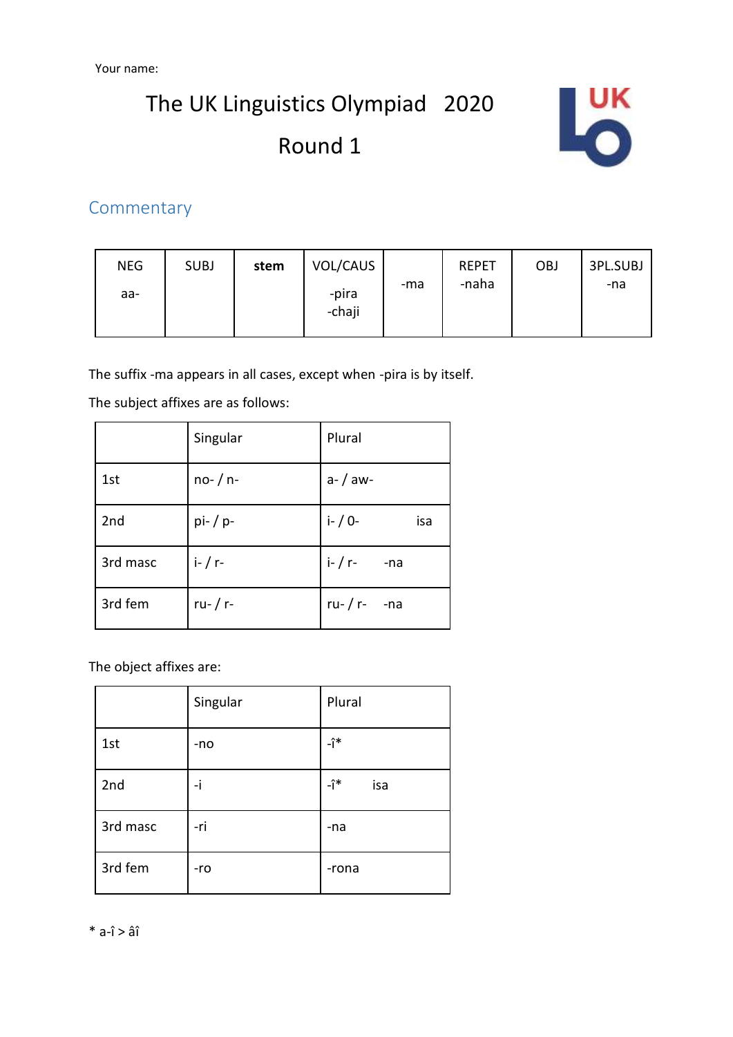Your name:

# The UK Linguistics Olympiad 2020

# Round 1

## Commentary

| NEG | SUBJ | stem | VOL/CAUS | | REPET | OBJ | 3PL.SUBJ |
|---|---|---|---|---|---|---|---|
| aa- | | | -pira<br>-chaji | -ma | -naha | | -na |

The suffix -ma appears in all cases, except when -pira is by itself.

The subject affixes are as follows:

| | Singular | Plural |
|---|---|---|
| 1st | no- / n- | a- / aw- |
| 2nd | pi- / p- | i- / 0- isa |
| 3rd masc | i- / r- | i- / r- -na |
| 3rd fem | ru- / r- | ru- / r- -na |

The object affixes are:

| | Singular | Plural |
|---|---|---|
| 1st | -no | -î* |
| 2nd | -i | -î* isa |
| 3rd masc | -ri | -na |
| 3rd fem | -ro | -rona |

* a-î > âî